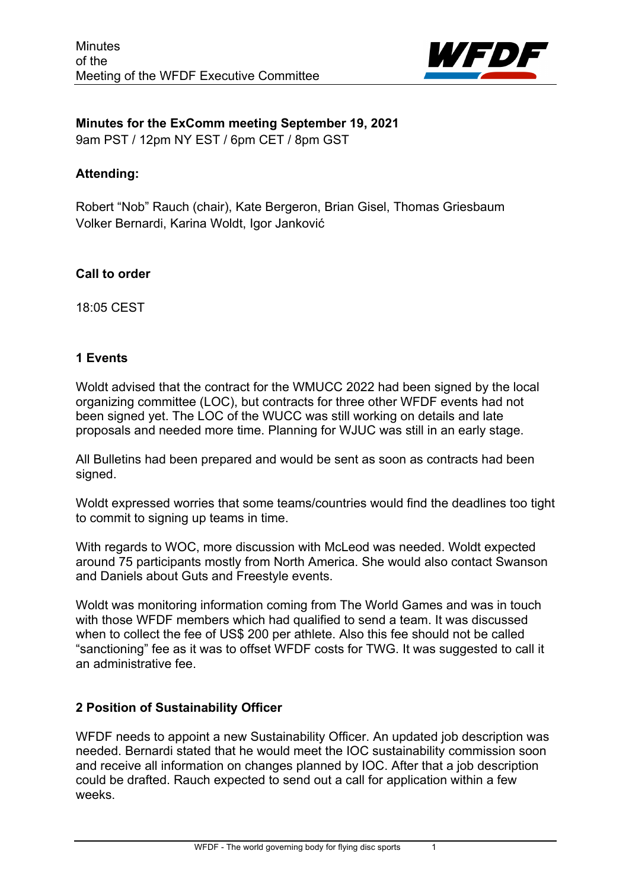Minutes
of the
Meeting of the WFDF Executive Committee

**Minutes for the ExComm meeting September 19, 2021**
9am PST / 12pm NY EST / 6pm CET / 8pm GST

**Attending:**

Robert "Nob" Rauch (chair), Kate Bergeron, Brian Gisel, Thomas Griesbaum
Volker Bernardi, Karina Woldt, Igor Janković

**Call to order**

18:05 CEST

**1 Events**

Woldt advised that the contract for the WMUCC 2022 had been signed by the local organizing committee (LOC), but contracts for three other WFDF events had not been signed yet. The LOC of the WUCC was still working on details and late proposals and needed more time. Planning for WJUC was still in an early stage.

All Bulletins had been prepared and would be sent as soon as contracts had been signed.

Woldt expressed worries that some teams/countries would find the deadlines too tight to commit to signing up teams in time.

With regards to WOC, more discussion with McLeod was needed. Woldt expected around 75 participants mostly from North America. She would also contact Swanson and Daniels about Guts and Freestyle events.

Woldt was monitoring information coming from The World Games and was in touch with those WFDF members which had qualified to send a team. It was discussed when to collect the fee of US$ 200 per athlete. Also this fee should not be called "sanctioning" fee as it was to offset WFDF costs for TWG. It was suggested to call it an administrative fee.

**2 Position of Sustainability Officer**

WFDF needs to appoint a new Sustainability Officer. An updated job description was needed. Bernardi stated that he would meet the IOC sustainability commission soon and receive all information on changes planned by IOC. After that a job description could be drafted. Rauch expected to send out a call for application within a few weeks.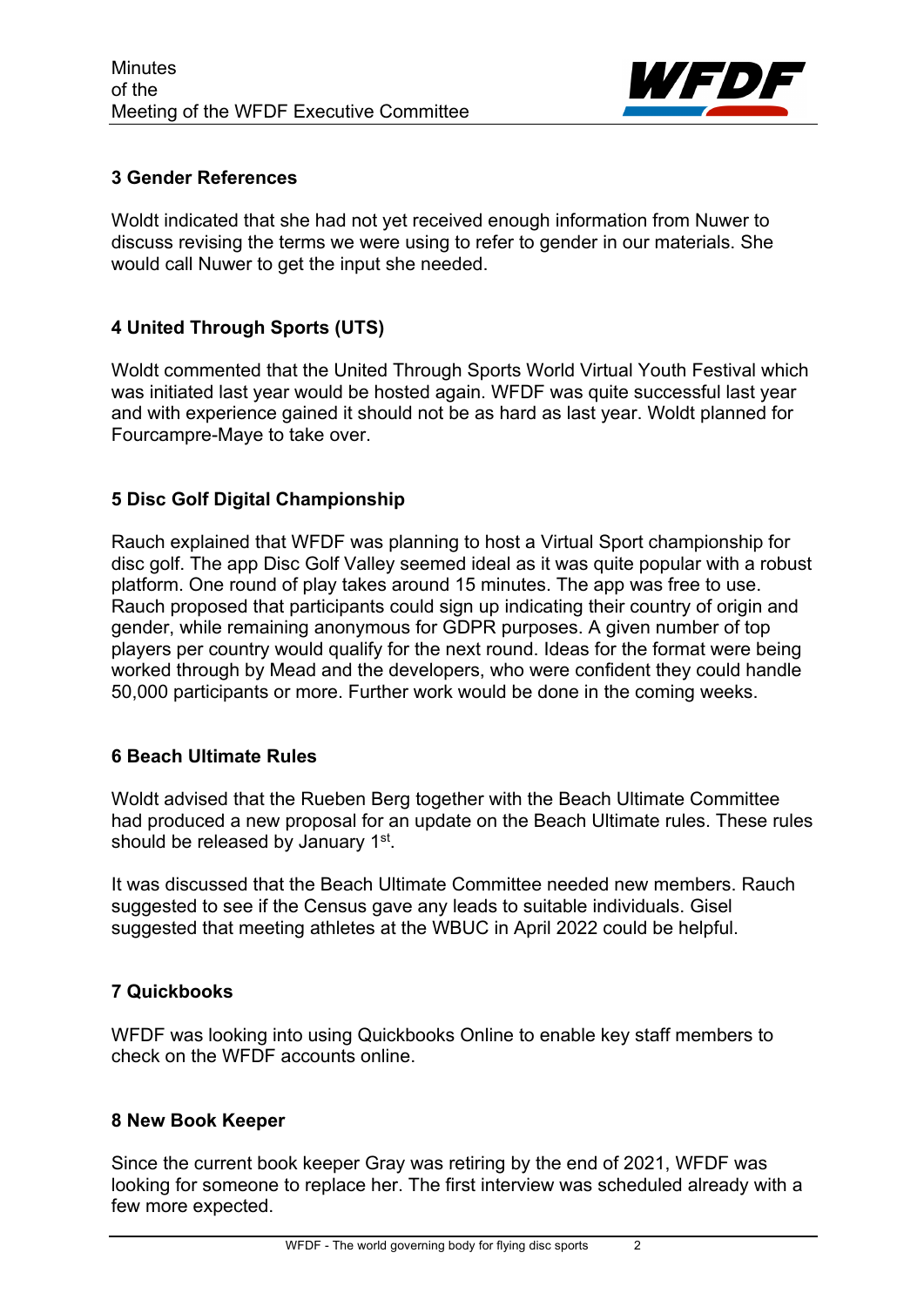## 3 Gender References

Woldt indicated that she had not yet received enough information from Nuwer to discuss revising the terms we were using to refer to gender in our materials. She would call Nuwer to get the input she needed.

## 4 United Through Sports (UTS)

Woldt commented that the United Through Sports World Virtual Youth Festival which was initiated last year would be hosted again. WFDF was quite successful last year and with experience gained it should not be as hard as last year. Woldt planned for Fourcampre-Maye to take over.

## 5 Disc Golf Digital Championship

Rauch explained that WFDF was planning to host a Virtual Sport championship for disc golf. The app Disc Golf Valley seemed ideal as it was quite popular with a robust platform. One round of play takes around 15 minutes. The app was free to use. Rauch proposed that participants could sign up indicating their country of origin and gender, while remaining anonymous for GDPR purposes. A given number of top players per country would qualify for the next round. Ideas for the format were being worked through by Mead and the developers, who were confident they could handle 50,000 participants or more. Further work would be done in the coming weeks.

## 6 Beach Ultimate Rules

Woldt advised that the Rueben Berg together with the Beach Ultimate Committee had produced a new proposal for an update on the Beach Ultimate rules. These rules should be released by January 1st.

It was discussed that the Beach Ultimate Committee needed new members. Rauch suggested to see if the Census gave any leads to suitable individuals. Gisel suggested that meeting athletes at the WBUC in April 2022 could be helpful.

## 7 Quickbooks

WFDF was looking into using Quickbooks Online to enable key staff members to check on the WFDF accounts online.

## 8 New Book Keeper

Since the current book keeper Gray was retiring by the end of 2021, WFDF was looking for someone to replace her. The first interview was scheduled already with a few more expected.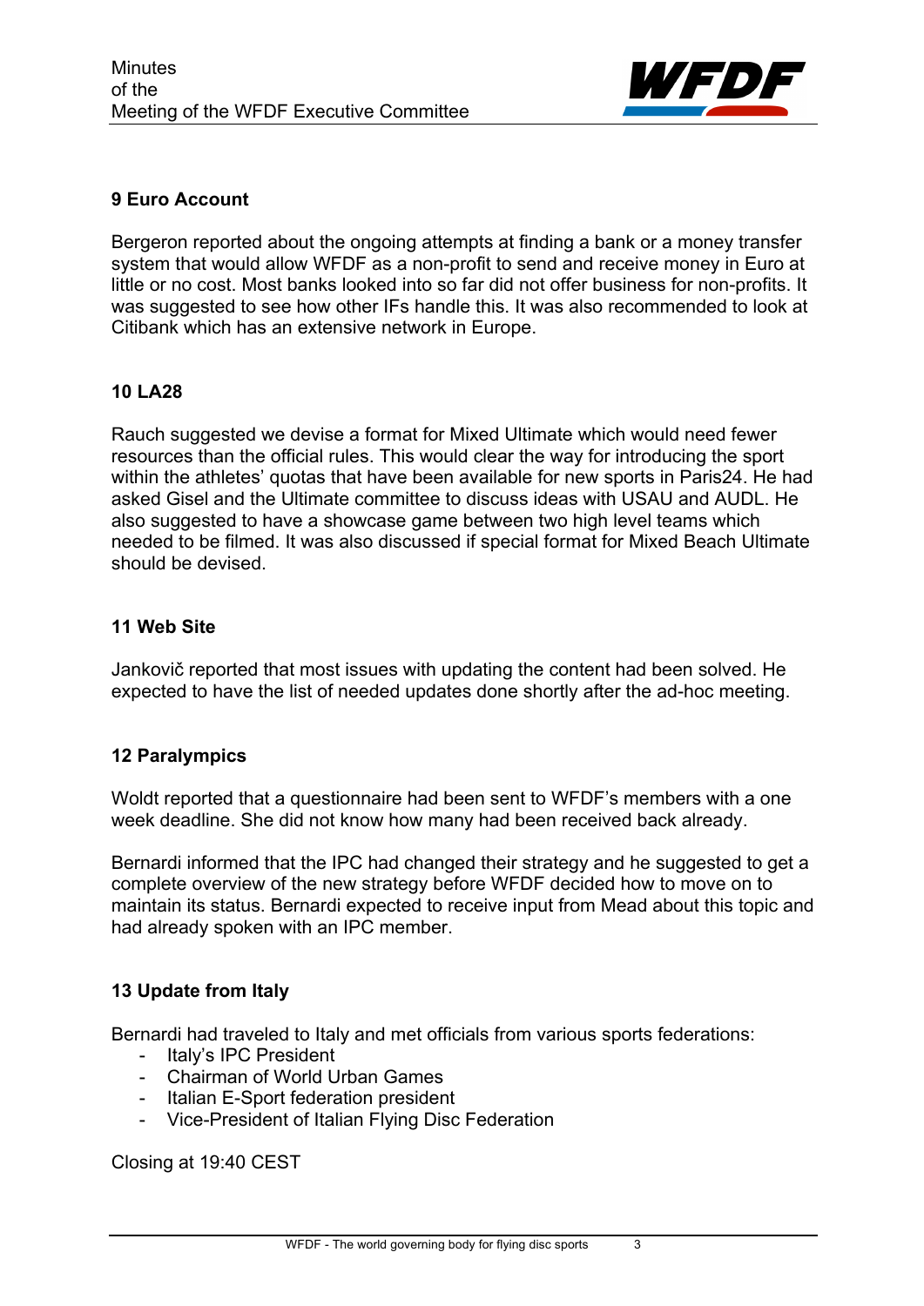## 9 Euro Account

Bergeron reported about the ongoing attempts at finding a bank or a money transfer system that would allow WFDF as a non-profit to send and receive money in Euro at little or no cost. Most banks looked into so far did not offer business for non-profits. It was suggested to see how other IFs handle this. It was also recommended to look at Citibank which has an extensive network in Europe.

## 10 LA28

Rauch suggested we devise a format for Mixed Ultimate which would need fewer resources than the official rules. This would clear the way for introducing the sport within the athletes' quotas that have been available for new sports in Paris24. He had asked Gisel and the Ultimate committee to discuss ideas with USAU and AUDL. He also suggested to have a showcase game between two high level teams which needed to be filmed. It was also discussed if special format for Mixed Beach Ultimate should be devised.

## 11 Web Site

Jankovič reported that most issues with updating the content had been solved. He expected to have the list of needed updates done shortly after the ad-hoc meeting.

## 12 Paralympics

Woldt reported that a questionnaire had been sent to WFDF's members with a one week deadline. She did not know how many had been received back already.

Bernardi informed that the IPC had changed their strategy and he suggested to get a complete overview of the new strategy before WFDF decided how to move on to maintain its status. Bernardi expected to receive input from Mead about this topic and had already spoken with an IPC member.

## 13 Update from Italy

Bernardi had traveled to Italy and met officials from various sports federations:

- Italy's IPC President
- Chairman of World Urban Games
- Italian E-Sport federation president
- Vice-President of Italian Flying Disc Federation

Closing at 19:40 CEST